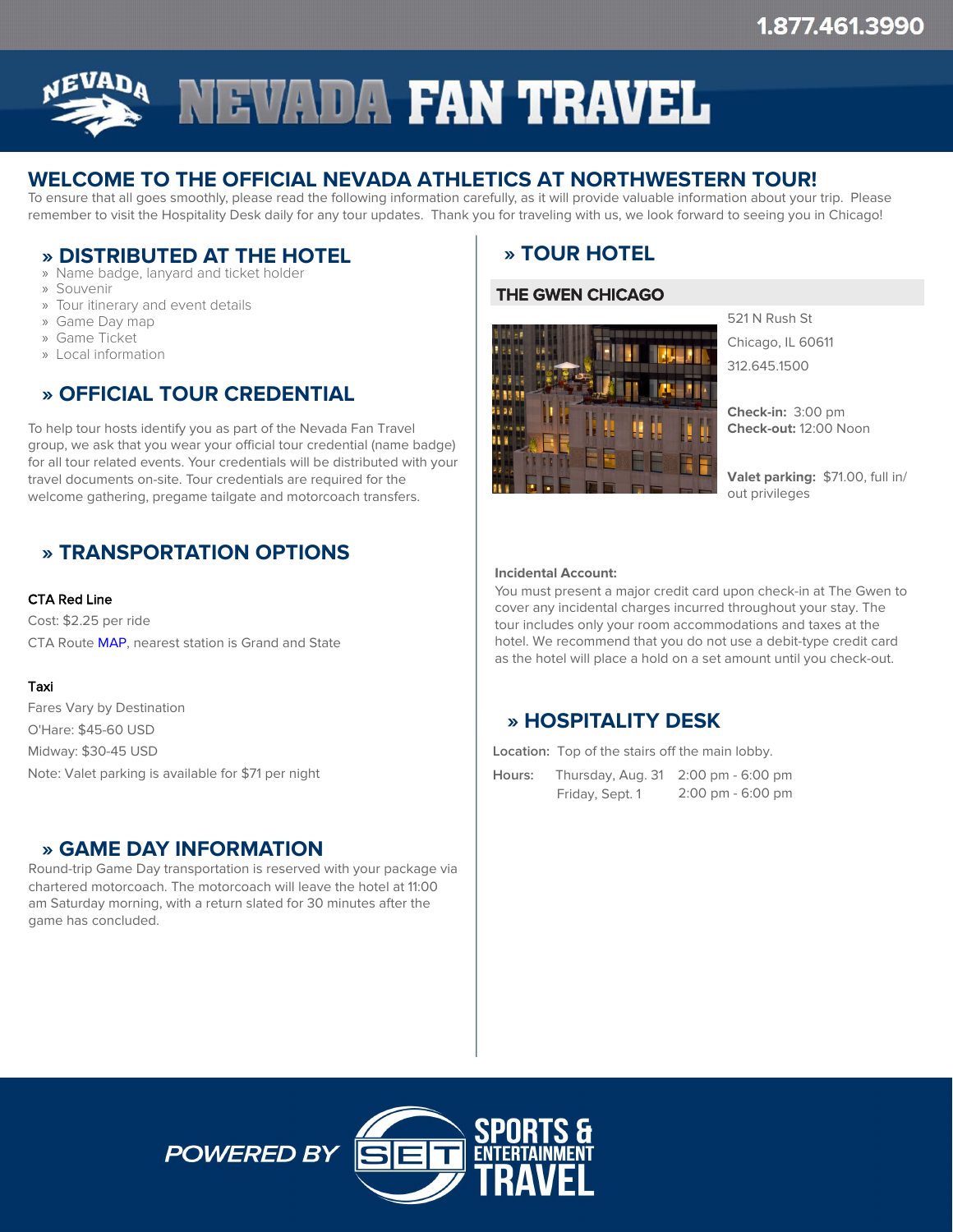1.877.461.3990

# NEVADA FAN TRAVEL

## WELCOME TO THE OFFICIAL NEVADA ATHLETICS AT NORTHWESTERN TOUR!

To ensure that all goes smoothly, please read the following information carefully, as it will provide valuable information about your trip. Please remember to visit the Hospitality Desk daily for any tour updates. Thank you for traveling with us, we look forward to seeing you in Chicago!

### » DISTRIBUTED AT THE HOTEL

- Name badge, lanyard and ticket holder
- Souvenir
- Tour itinerary and event details
- Game Day map
- Game Ticket
- Local information

### » OFFICIAL TOUR CREDENTIAL

To help tour hosts identify you as part of the Nevada Fan Travel group, we ask that you wear your official tour credential (name badge) for all tour related events. Your credentials will be distributed with your travel documents on-site. Tour credentials are required for the welcome gathering, pregame tailgate and motorcoach transfers.

### » TRANSPORTATION OPTIONS

**CTA Red Line**

Cost: $2.25 per ride

CTA Route MAP, nearest station is Grand and State

**Taxi**

Fares Vary by Destination

O'Hare: $45-60 USD

Midway: $30-45 USD

Note: Valet parking is available for $71 per night

### » GAME DAY INFORMATION

Round-trip Game Day transportation is reserved with your package via chartered motorcoach. The motorcoach will leave the hotel at 11:00 am Saturday morning, with a return slated for 30 minutes after the game has concluded.

### » TOUR HOTEL

**THE GWEN CHICAGO**

521 N Rush St

Chicago, IL 60611

312.645.1500

**Check-in:** 3:00 pm
**Check-out:** 12:00 Noon

**Valet parking:** $71.00, full in/out privileges

**Incidental Account:**

You must present a major credit card upon check-in at The Gwen to cover any incidental charges incurred throughout your stay. The tour includes only your room accommodations and taxes at the hotel. We recommend that you do not use a debit-type credit card as the hotel will place a hold on a set amount until you check-out.

### » HOSPITALITY DESK

**Location:** Top of the stairs off the main lobby.

| Hours: | | |
|---|---|---|
| | Thursday, Aug. 31 | 2:00 pm - 6:00 pm |
| | Friday, Sept. 1 | 2:00 pm - 6:00 pm |

POWERED BY SET SPORTS & ENTERTAINMENT TRAVEL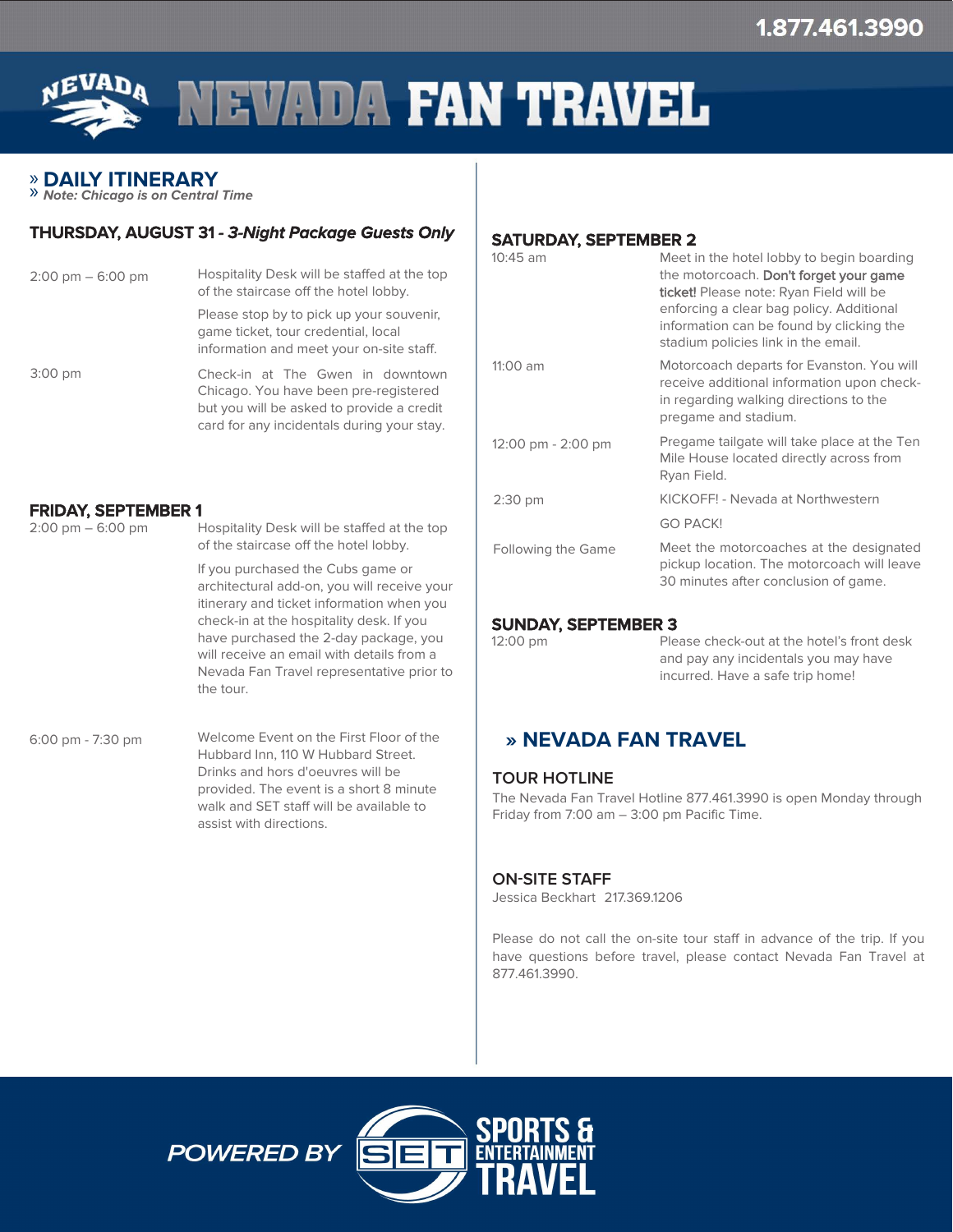1.877.461.3990

# NEVADA FAN TRAVEL

## » DAILY ITINERARY

» *Note: Chicago is on Central Time*

### THURSDAY, AUGUST 31 - *3-Night Package Guests Only*

| | |
|---|---|
| 2:00 pm – 6:00 pm | Hospitality Desk will be staffed at the top of the staircase off the hotel lobby. Please stop by to pick up your souvenir, game ticket, tour credential, local information and meet your on-site staff. |
| 3:00 pm | Check-in at The Gwen in downtown Chicago. You have been pre-registered but you will be asked to provide a credit card for any incidentals during your stay. |

### FRIDAY, SEPTEMBER 1

| | |
|---|---|
| 2:00 pm – 6:00 pm | Hospitality Desk will be staffed at the top of the staircase off the hotel lobby. If you purchased the Cubs game or architectural add-on, you will receive your itinerary and ticket information when you check-in at the hospitality desk. If you have purchased the 2-day package, you will receive an email with details from a Nevada Fan Travel representative prior to the tour. |
| 6:00 pm - 7:30 pm | Welcome Event on the First Floor of the Hubbard Inn, 110 W Hubbard Street. Drinks and hors d'oeuvres will be provided. The event is a short 8 minute walk and SET staff will be available to assist with directions. |

### SATURDAY, SEPTEMBER 2

| | |
|---|---|
| 10:45 am | Meet in the hotel lobby to begin boarding the motorcoach. **Don't forget your game ticket!** Please note: Ryan Field will be enforcing a clear bag policy. Additional information can be found by clicking the stadium policies link in the email. |
| 11:00 am | Motorcoach departs for Evanston. You will receive additional information upon check-in regarding walking directions to the pregame and stadium. |
| 12:00 pm - 2:00 pm | Pregame tailgate will take place at the Ten Mile House located directly across from Ryan Field. |
| 2:30 pm | KICKOFF! - Nevada at Northwestern<br>GO PACK! |
| Following the Game | Meet the motorcoaches at the designated pickup location. The motorcoach will leave 30 minutes after conclusion of game. |

### SUNDAY, SEPTEMBER 3

| | |
|---|---|
| 12:00 pm | Please check-out at the hotel's front desk and pay any incidentals you may have incurred. Have a safe trip home! |

## » NEVADA FAN TRAVEL

### TOUR HOTLINE

The Nevada Fan Travel Hotline 877.461.3990 is open Monday through Friday from 7:00 am – 3:00 pm Pacific Time.

### ON-SITE STAFF

Jessica Beckhart 217.369.1206

Please do not call the on-site tour staff in advance of the trip. If you have questions before travel, please contact Nevada Fan Travel at 877.461.3990.

POWERED BY SET SPORTS & ENTERTAINMENT TRAVEL